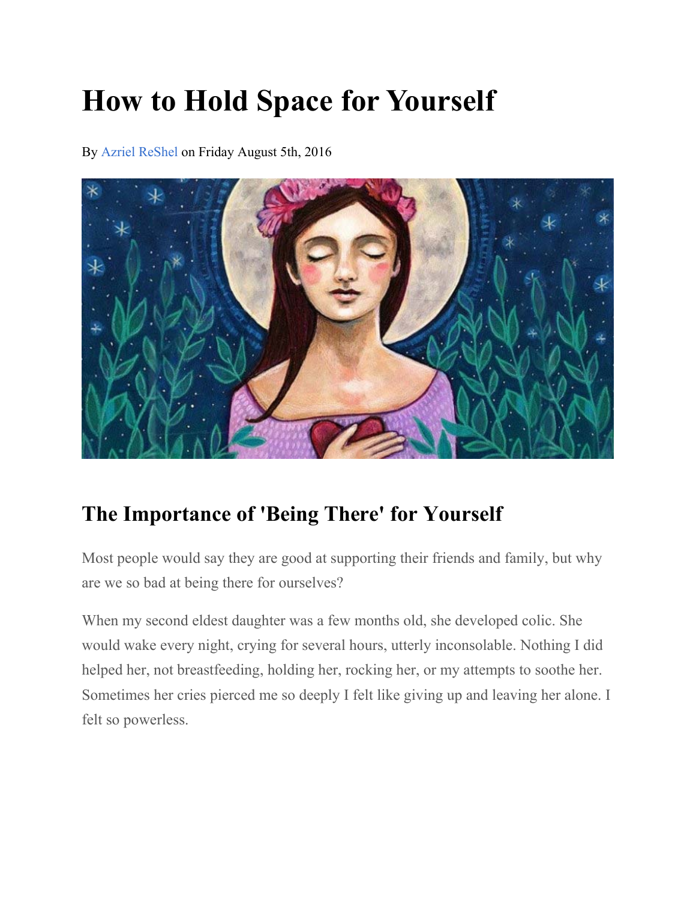# How to Hold Space for Yourself

By Azriel ReShel on Friday August 5th, 2016

## The Importance of 'Being There' for Yourself

Most people would say they are good at supporting their friends and family, but why are we so bad at being there for ourselves?

When my second eldest daughter was a few months old, she developed colic. She would wake every night, crying for several hours, utterly inconsolable. Nothing I did helped her, not breastfeeding, holding her, rocking her, or my attempts to soothe her. Sometimes her cries pierced me so deeply I felt like giving up and leaving her alone. I felt so powerless.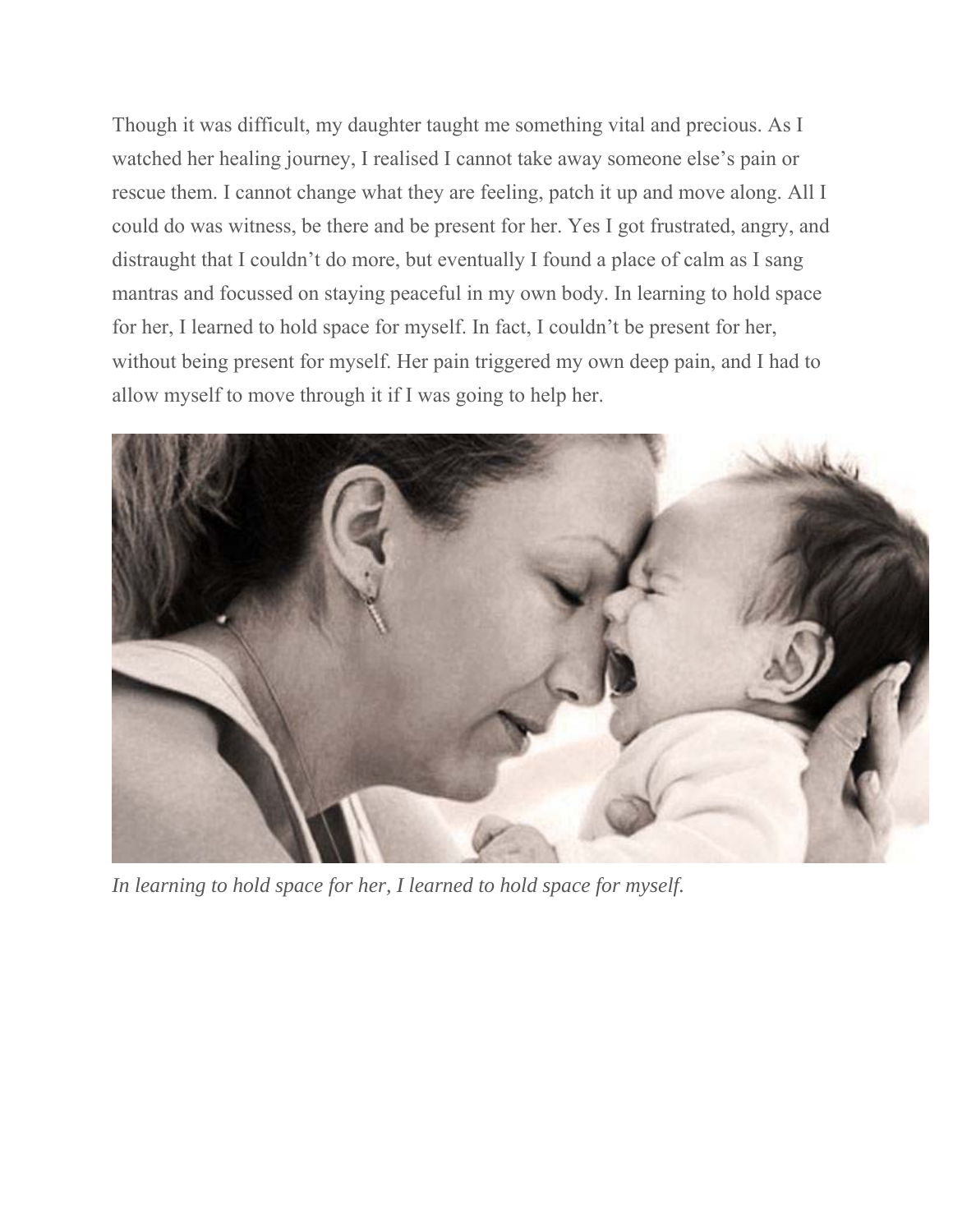Though it was difficult, my daughter taught me something vital and precious. As I watched her healing journey, I realised I cannot take away someone else's pain or rescue them. I cannot change what they are feeling, patch it up and move along. All I could do was witness, be there and be present for her. Yes I got frustrated, angry, and distraught that I couldn't do more, but eventually I found a place of calm as I sang mantras and focussed on staying peaceful in my own body. In learning to hold space for her, I learned to hold space for myself. In fact, I couldn't be present for her, without being present for myself. Her pain triggered my own deep pain, and I had to allow myself to move through it if I was going to help her.

*In learning to hold space for her, I learned to hold space for myself.*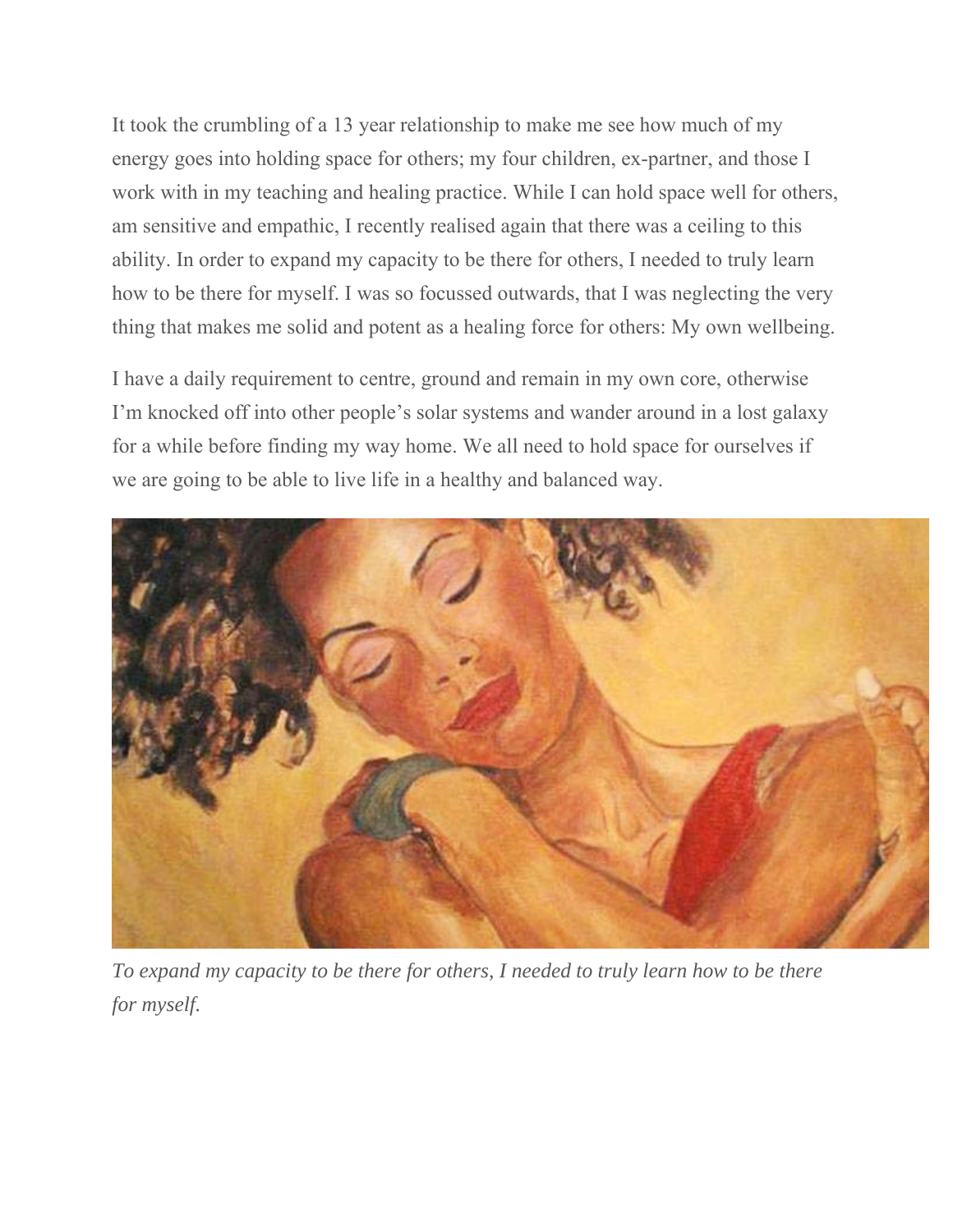It took the crumbling of a 13 year relationship to make me see how much of my energy goes into holding space for others; my four children, ex-partner, and those I work with in my teaching and healing practice. While I can hold space well for others, am sensitive and empathic, I recently realised again that there was a ceiling to this ability. In order to expand my capacity to be there for others, I needed to truly learn how to be there for myself. I was so focussed outwards, that I was neglecting the very thing that makes me solid and potent as a healing force for others: My own wellbeing.

I have a daily requirement to centre, ground and remain in my own core, otherwise I'm knocked off into other people's solar systems and wander around in a lost galaxy for a while before finding my way home. We all need to hold space for ourselves if we are going to be able to live life in a healthy and balanced way.

*To expand my capacity to be there for others, I needed to truly learn how to be there for myself.*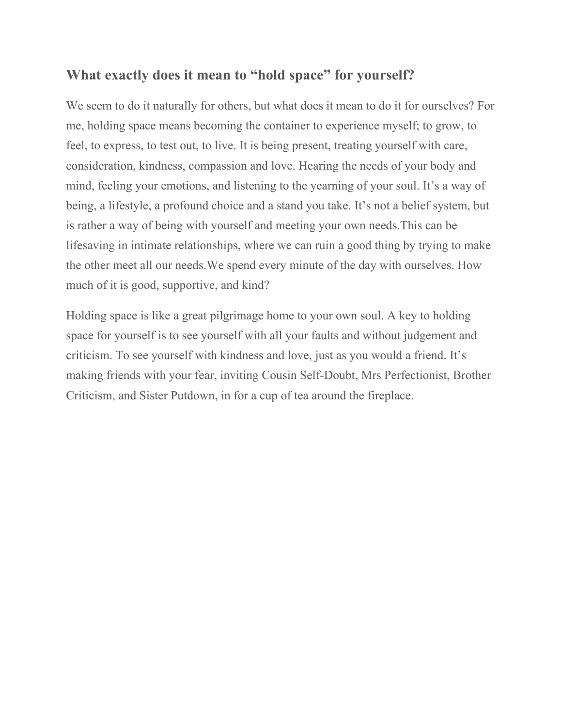## What exactly does it mean to "hold space" for yourself?

We seem to do it naturally for others, but what does it mean to do it for ourselves? For me, holding space means becoming the container to experience myself; to grow, to feel, to express, to test out, to live. It is being present, treating yourself with care, consideration, kindness, compassion and love. Hearing the needs of your body and mind, feeling your emotions, and listening to the yearning of your soul. It's a way of being, a lifestyle, a profound choice and a stand you take. It's not a belief system, but is rather a way of being with yourself and meeting your own needs.This can be lifesaving in intimate relationships, where we can ruin a good thing by trying to make the other meet all our needs.We spend every minute of the day with ourselves. How much of it is good, supportive, and kind?

Holding space is like a great pilgrimage home to your own soul. A key to holding space for yourself is to see yourself with all your faults and without judgement and criticism. To see yourself with kindness and love, just as you would a friend. It's making friends with your fear, inviting Cousin Self-Doubt, Mrs Perfectionist, Brother Criticism, and Sister Putdown, in for a cup of tea around the fireplace.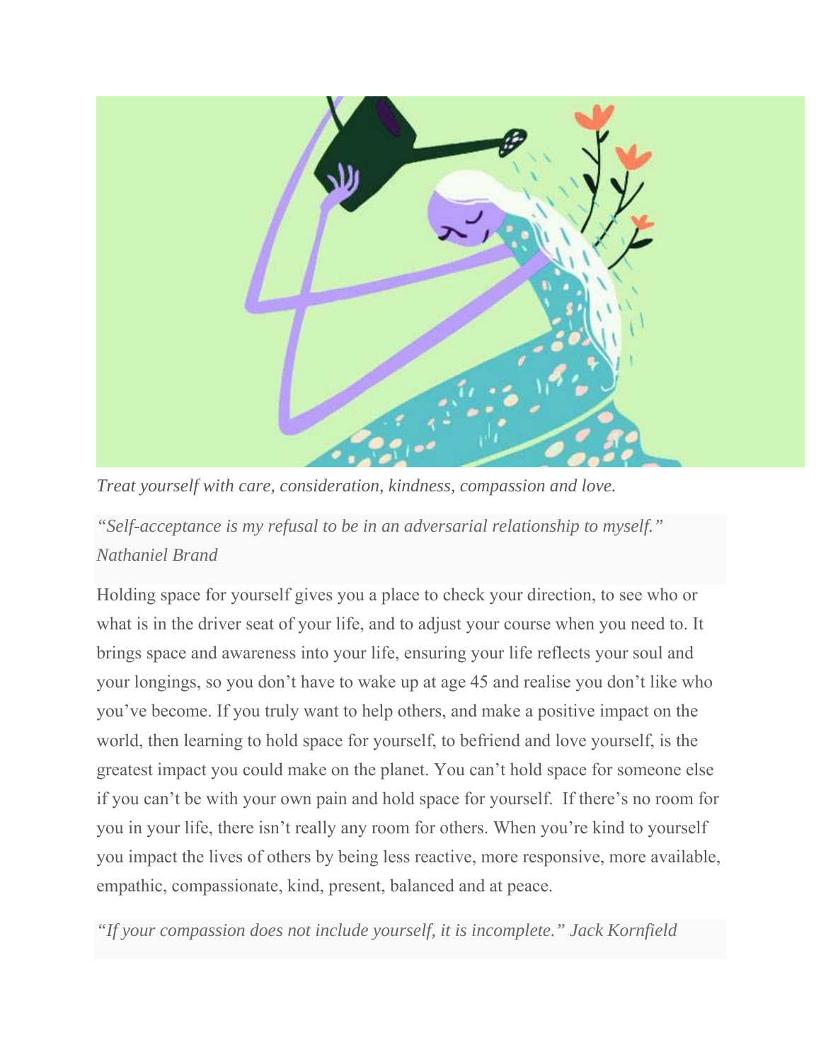*Treat yourself with care, consideration, kindness, compassion and love.*

> *"Self-acceptance is my refusal to be in an adversarial relationship to myself." Nathaniel Brand*

Holding space for yourself gives you a place to check your direction, to see who or what is in the driver seat of your life, and to adjust your course when you need to. It brings space and awareness into your life, ensuring your life reflects your soul and your longings, so you don't have to wake up at age 45 and realise you don't like who you've become. If you truly want to help others, and make a positive impact on the world, then learning to hold space for yourself, to befriend and love yourself, is the greatest impact you could make on the planet. You can't hold space for someone else if you can't be with your own pain and hold space for yourself. If there's no room for you in your life, there isn't really any room for others. When you're kind to yourself you impact the lives of others by being less reactive, more responsive, more available, empathic, compassionate, kind, present, balanced and at peace.

> *"If your compassion does not include yourself, it is incomplete." Jack Kornfield*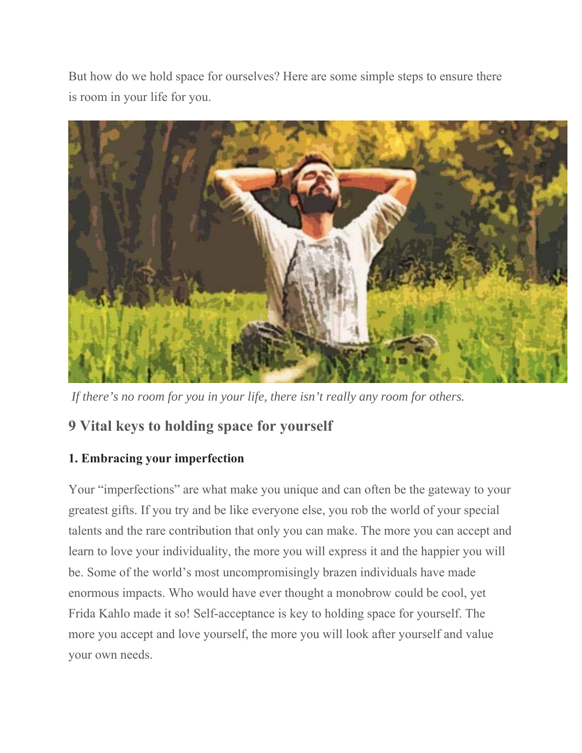But how do we hold space for ourselves? Here are some simple steps to ensure there is room in your life for you.

*If there's no room for you in your life, there isn't really any room for others.*

## 9 Vital keys to holding space for yourself

### 1. Embracing your imperfection

Your "imperfections" are what make you unique and can often be the gateway to your greatest gifts. If you try and be like everyone else, you rob the world of your special talents and the rare contribution that only you can make. The more you can accept and learn to love your individuality, the more you will express it and the happier you will be. Some of the world's most uncompromisingly brazen individuals have made enormous impacts. Who would have ever thought a monobrow could be cool, yet Frida Kahlo made it so! Self-acceptance is key to holding space for yourself. The more you accept and love yourself, the more you will look after yourself and value your own needs.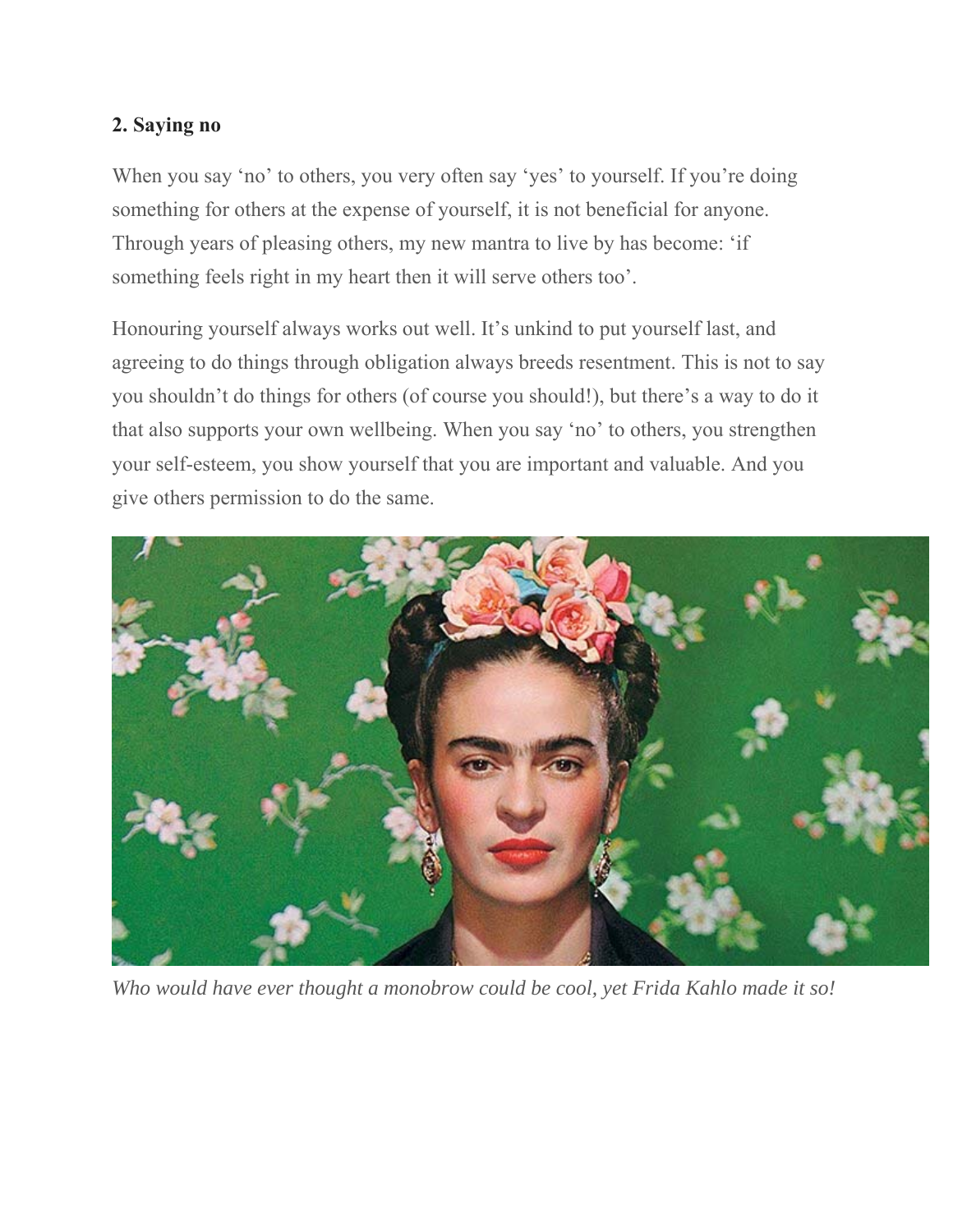**2. Saying no**

When you say 'no' to others, you very often say 'yes' to yourself. If you're doing something for others at the expense of yourself, it is not beneficial for anyone. Through years of pleasing others, my new mantra to live by has become: 'if something feels right in my heart then it will serve others too'.

Honouring yourself always works out well. It's unkind to put yourself last, and agreeing to do things through obligation always breeds resentment. This is not to say you shouldn't do things for others (of course you should!), but there's a way to do it that also supports your own wellbeing. When you say 'no' to others, you strengthen your self-esteem, you show yourself that you are important and valuable. And you give others permission to do the same.

*Who would have ever thought a monobrow could be cool, yet Frida Kahlo made it so!*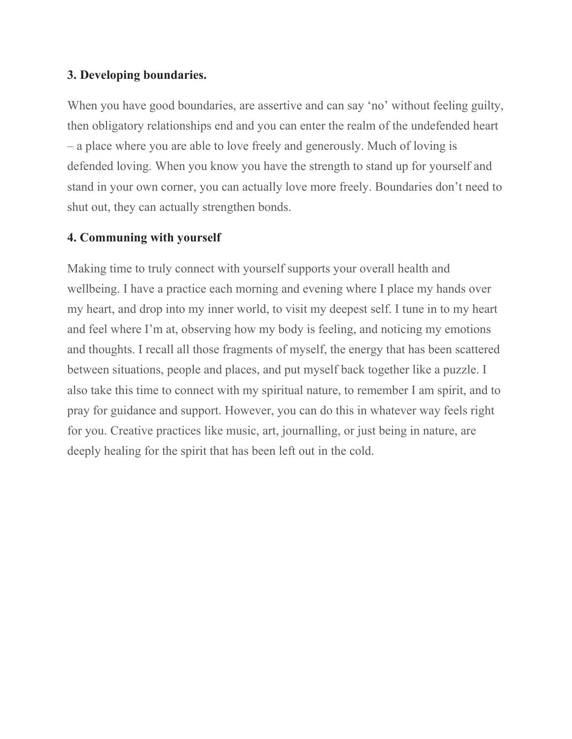### 3. Developing boundaries.

When you have good boundaries, are assertive and can say ‘no’ without feeling guilty, then obligatory relationships end and you can enter the realm of the undefended heart – a place where you are able to love freely and generously. Much of loving is defended loving. When you know you have the strength to stand up for yourself and stand in your own corner, you can actually love more freely. Boundaries don’t need to shut out, they can actually strengthen bonds.

### 4. Communing with yourself

Making time to truly connect with yourself supports your overall health and wellbeing. I have a practice each morning and evening where I place my hands over my heart, and drop into my inner world, to visit my deepest self. I tune in to my heart and feel where I’m at, observing how my body is feeling, and noticing my emotions and thoughts. I recall all those fragments of myself, the energy that has been scattered between situations, people and places, and put myself back together like a puzzle. I also take this time to connect with my spiritual nature, to remember I am spirit, and to pray for guidance and support. However, you can do this in whatever way feels right for you. Creative practices like music, art, journalling, or just being in nature, are deeply healing for the spirit that has been left out in the cold.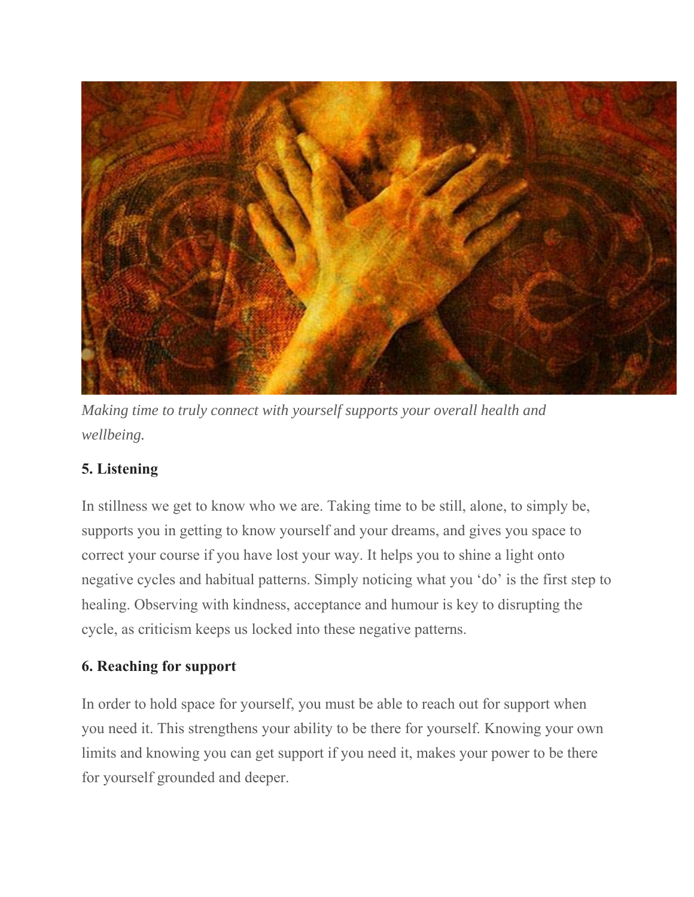*Making time to truly connect with yourself supports your overall health and wellbeing.*

**5. Listening**

In stillness we get to know who we are. Taking time to be still, alone, to simply be, supports you in getting to know yourself and your dreams, and gives you space to correct your course if you have lost your way. It helps you to shine a light onto negative cycles and habitual patterns. Simply noticing what you 'do' is the first step to healing. Observing with kindness, acceptance and humour is key to disrupting the cycle, as criticism keeps us locked into these negative patterns.

**6. Reaching for support**

In order to hold space for yourself, you must be able to reach out for support when you need it. This strengthens your ability to be there for yourself. Knowing your own limits and knowing you can get support if you need it, makes your power to be there for yourself grounded and deeper.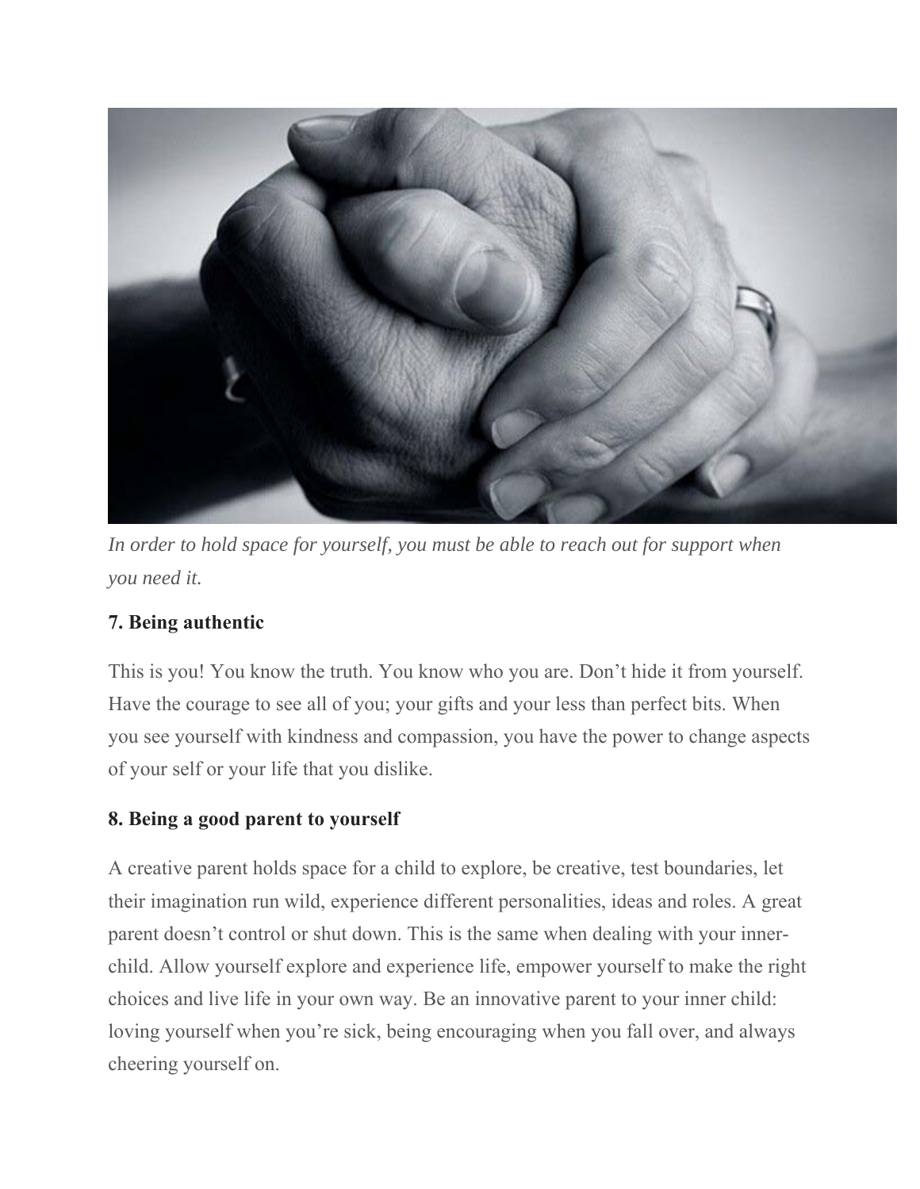*In order to hold space for yourself, you must be able to reach out for support when you need it.*

**7. Being authentic**

This is you! You know the truth. You know who you are. Don't hide it from yourself. Have the courage to see all of you; your gifts and your less than perfect bits. When you see yourself with kindness and compassion, you have the power to change aspects of your self or your life that you dislike.

**8. Being a good parent to yourself**

A creative parent holds space for a child to explore, be creative, test boundaries, let their imagination run wild, experience different personalities, ideas and roles. A great parent doesn't control or shut down. This is the same when dealing with your inner-child. Allow yourself explore and experience life, empower yourself to make the right choices and live life in your own way. Be an innovative parent to your inner child: loving yourself when you're sick, being encouraging when you fall over, and always cheering yourself on.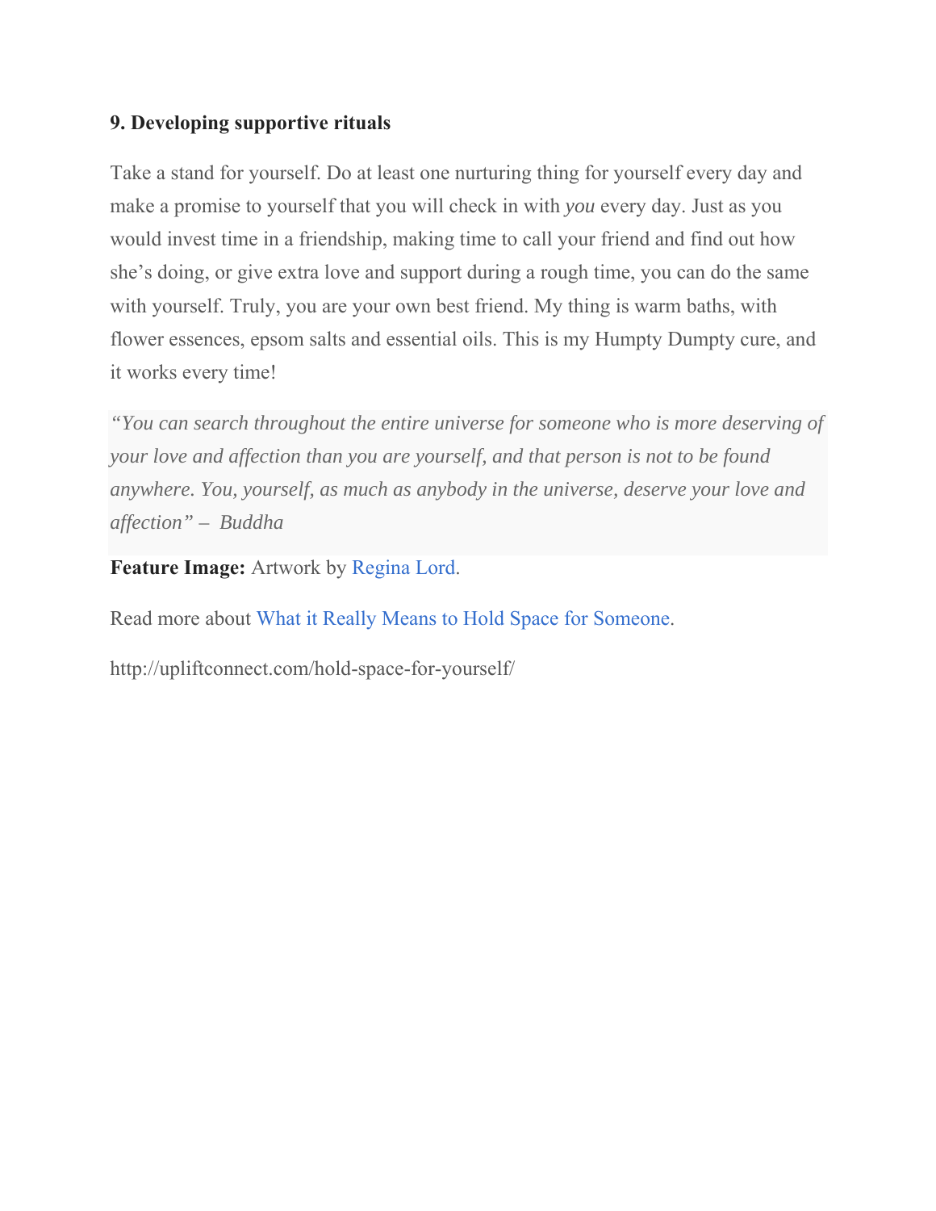**9. Developing supportive rituals**

Take a stand for yourself. Do at least one nurturing thing for yourself every day and make a promise to yourself that you will check in with *you* every day. Just as you would invest time in a friendship, making time to call your friend and find out how she's doing, or give extra love and support during a rough time, you can do the same with yourself. Truly, you are your own best friend. My thing is warm baths, with flower essences, epsom salts and essential oils. This is my Humpty Dumpty cure, and it works every time!

> *"You can search throughout the entire universe for someone who is more deserving of your love and affection than you are yourself, and that person is not to be found anywhere. You, yourself, as much as anybody in the universe, deserve your love and affection" – Buddha*

**Feature Image:** Artwork by Regina Lord.

Read more about What it Really Means to Hold Space for Someone.

http://upliftconnect.com/hold-space-for-yourself/